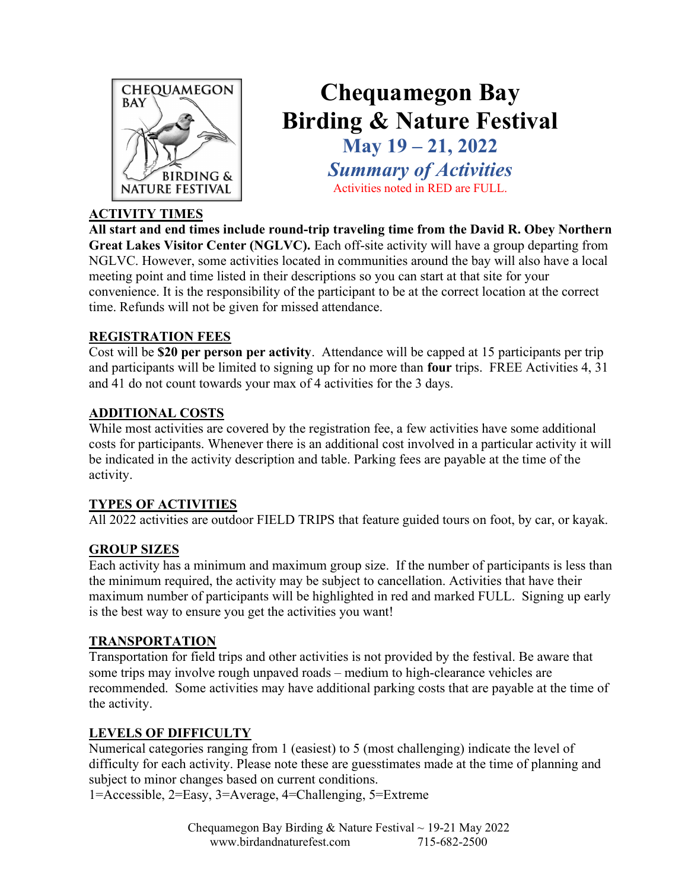# Chequamegon Bay Birding & Nature Festival

## May 19 – 21, 2022

## *Summary of Activities*

Activities noted in RED are FULL.

**ACTIVITY TIMES**

**All start and end times include round-trip traveling time from the David R. Obey Northern Great Lakes Visitor Center (NGLVC).** Each off-site activity will have a group departing from NGLVC. However, some activities located in communities around the bay will also have a local meeting point and time listed in their descriptions so you can start at that site for your convenience. It is the responsibility of the participant to be at the correct location at the correct time. Refunds will not be given for missed attendance.

**REGISTRATION FEES**

Cost will be **$20 per person per activity**. Attendance will be capped at 15 participants per trip and participants will be limited to signing up for no more than **four** trips. FREE Activities 4, 31 and 41 do not count towards your max of 4 activities for the 3 days.

**ADDITIONAL COSTS**

While most activities are covered by the registration fee, a few activities have some additional costs for participants. Whenever there is an additional cost involved in a particular activity it will be indicated in the activity description and table. Parking fees are payable at the time of the activity.

**TYPES OF ACTIVITIES**

All 2022 activities are outdoor FIELD TRIPS that feature guided tours on foot, by car, or kayak.

**GROUP SIZES**

Each activity has a minimum and maximum group size. If the number of participants is less than the minimum required, the activity may be subject to cancellation. Activities that have their maximum number of participants will be highlighted in red and marked FULL. Signing up early is the best way to ensure you get the activities you want!

**TRANSPORTATION**

Transportation for field trips and other activities is not provided by the festival. Be aware that some trips may involve rough unpaved roads – medium to high-clearance vehicles are recommended. Some activities may have additional parking costs that are payable at the time of the activity.

**LEVELS OF DIFFICULTY**

Numerical categories ranging from 1 (easiest) to 5 (most challenging) indicate the level of difficulty for each activity. Please note these are guesstimates made at the time of planning and subject to minor changes based on current conditions.
1=Accessible, 2=Easy, 3=Average, 4=Challenging, 5=Extreme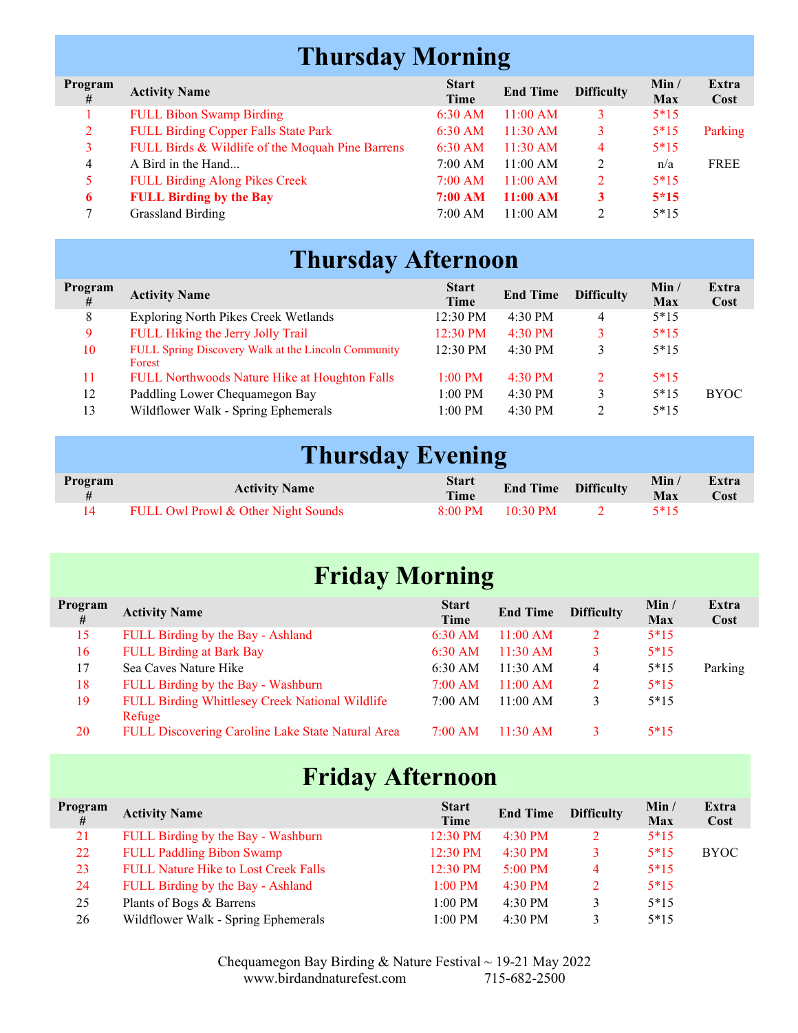## Thursday Morning

| Program # | Activity Name | Start Time | End Time | Difficulty | Min / Max | Extra Cost |
|---|---|---|---|---|---|---|
| 1 | FULL Bibon Swamp Birding | 6:30 AM | 11:00 AM | 3 | 5*15 | |
| 2 | FULL Birding Copper Falls State Park | 6:30 AM | 11:30 AM | 3 | 5*15 | Parking |
| 3 | FULL Birds & Wildlife of the Moquah Pine Barrens | 6:30 AM | 11:30 AM | 4 | 5*15 | |
| 4 | A Bird in the Hand... | 7:00 AM | 11:00 AM | 2 | n/a | FREE |
| 5 | FULL Birding Along Pikes Creek | 7:00 AM | 11:00 AM | 2 | 5*15 | |
| **6** | **FULL Birding by the Bay** | **7:00 AM** | **11:00 AM** | **3** | **5*15** | |
| 7 | Grassland Birding | 7:00 AM | 11:00 AM | 2 | 5*15 | |

## Thursday Afternoon

| Program # | Activity Name | Start Time | End Time | Difficulty | Min / Max | Extra Cost |
|---|---|---|---|---|---|---|
| 8 | Exploring North Pikes Creek Wetlands | 12:30 PM | 4:30 PM | 4 | 5*15 | |
| 9 | FULL Hiking the Jerry Jolly Trail | 12:30 PM | 4:30 PM | 3 | 5*15 | |
| 10 | FULL Spring Discovery Walk at the Lincoln Community Forest | 12:30 PM | 4:30 PM | 3 | 5*15 | |
| 11 | FULL Northwoods Nature Hike at Houghton Falls | 1:00 PM | 4:30 PM | 2 | 5*15 | |
| 12 | Paddling Lower Chequamegon Bay | 1:00 PM | 4:30 PM | 3 | 5*15 | BYOC |
| 13 | Wildflower Walk - Spring Ephemerals | 1:00 PM | 4:30 PM | 2 | 5*15 | |

## Thursday Evening

| Program # | Activity Name | Start Time | End Time | Difficulty | Min / Max | Extra Cost |
|---|---|---|---|---|---|---|
| 14 | FULL Owl Prowl & Other Night Sounds | 8:00 PM | 10:30 PM | 2 | 5*15 | |

## Friday Morning

| Program # | Activity Name | Start Time | End Time | Difficulty | Min / Max | Extra Cost |
|---|---|---|---|---|---|---|
| 15 | FULL Birding by the Bay - Ashland | 6:30 AM | 11:00 AM | 2 | 5*15 | |
| 16 | FULL Birding at Bark Bay | 6:30 AM | 11:30 AM | 3 | 5*15 | |
| 17 | Sea Caves Nature Hike | 6:30 AM | 11:30 AM | 4 | 5*15 | Parking |
| 18 | FULL Birding by the Bay - Washburn | 7:00 AM | 11:00 AM | 2 | 5*15 | |
| 19 | FULL Birding Whittlesey Creek National Wildlife Refuge | 7:00 AM | 11:00 AM | 3 | 5*15 | |
| 20 | FULL Discovering Caroline Lake State Natural Area | 7:00 AM | 11:30 AM | 3 | 5*15 | |

## Friday Afternoon

| Program # | Activity Name | Start Time | End Time | Difficulty | Min / Max | Extra Cost |
|---|---|---|---|---|---|---|
| 21 | FULL Birding by the Bay - Washburn | 12:30 PM | 4:30 PM | 2 | 5*15 | |
| 22 | FULL Paddling Bibon Swamp | 12:30 PM | 4:30 PM | 3 | 5*15 | BYOC |
| 23 | FULL Nature Hike to Lost Creek Falls | 12:30 PM | 5:00 PM | 4 | 5*15 | |
| 24 | FULL Birding by the Bay - Ashland | 1:00 PM | 4:30 PM | 2 | 5*15 | |
| 25 | Plants of Bogs & Barrens | 1:00 PM | 4:30 PM | 3 | 5*15 | |
| 26 | Wildflower Walk - Spring Ephemerals | 1:00 PM | 4:30 PM | 3 | 5*15 | |

Chequamegon Bay Birding & Nature Festival ~ 19-21 May 2022
www.birdandnaturefest.com 715-682-2500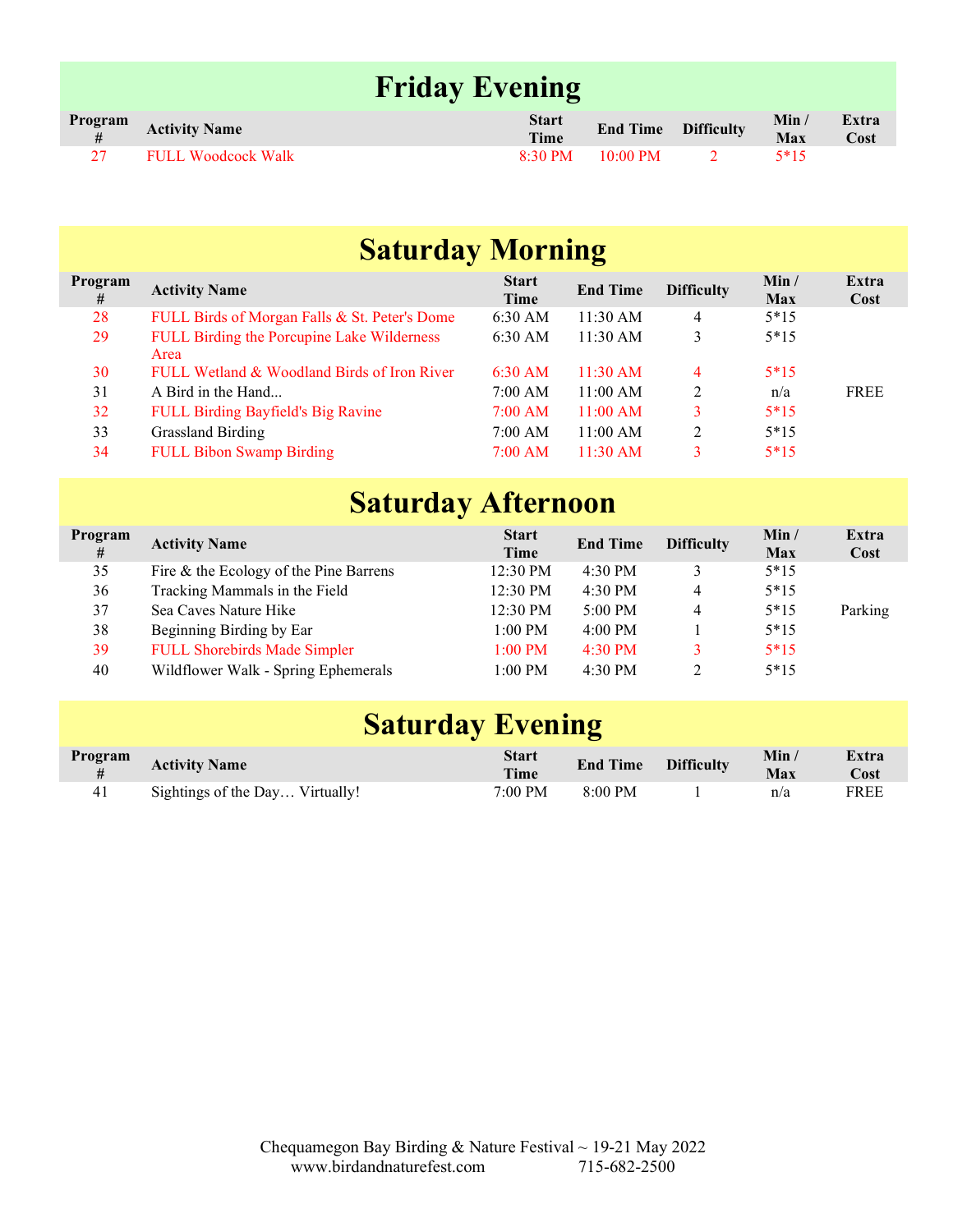# Friday Evening

| Program # | Activity Name | Start Time | End Time | Difficulty | Min / Max | Extra Cost |
|---|---|---|---|---|---|---|
| 27 | FULL Woodcock Walk | 8:30 PM | 10:00 PM | 2 | 5*15 | |

# Saturday Morning

| Program # | Activity Name | Start Time | End Time | Difficulty | Min / Max | Extra Cost |
|---|---|---|---|---|---|---|
| 28 | FULL Birds of Morgan Falls & St. Peter's Dome | 6:30 AM | 11:30 AM | 4 | 5*15 | |
| 29 | FULL Birding the Porcupine Lake Wilderness Area | 6:30 AM | 11:30 AM | 3 | 5*15 | |
| 30 | FULL Wetland & Woodland Birds of Iron River | 6:30 AM | 11:30 AM | 4 | 5*15 | |
| 31 | A Bird in the Hand... | 7:00 AM | 11:00 AM | 2 | n/a | FREE |
| 32 | FULL Birding Bayfield's Big Ravine | 7:00 AM | 11:00 AM | 3 | 5*15 | |
| 33 | Grassland Birding | 7:00 AM | 11:00 AM | 2 | 5*15 | |
| 34 | FULL Bibon Swamp Birding | 7:00 AM | 11:30 AM | 3 | 5*15 | |

# Saturday Afternoon

| Program # | Activity Name | Start Time | End Time | Difficulty | Min / Max | Extra Cost |
|---|---|---|---|---|---|---|
| 35 | Fire & the Ecology of the Pine Barrens | 12:30 PM | 4:30 PM | 3 | 5*15 | |
| 36 | Tracking Mammals in the Field | 12:30 PM | 4:30 PM | 4 | 5*15 | |
| 37 | Sea Caves Nature Hike | 12:30 PM | 5:00 PM | 4 | 5*15 | Parking |
| 38 | Beginning Birding by Ear | 1:00 PM | 4:00 PM | 1 | 5*15 | |
| 39 | FULL Shorebirds Made Simpler | 1:00 PM | 4:30 PM | 3 | 5*15 | |
| 40 | Wildflower Walk - Spring Ephemerals | 1:00 PM | 4:30 PM | 2 | 5*15 | |

# Saturday Evening

| Program # | Activity Name | Start Time | End Time | Difficulty | Min / Max | Extra Cost |
|---|---|---|---|---|---|---|
| 41 | Sightings of the Day… Virtually! | 7:00 PM | 8:00 PM | 1 | n/a | FREE |